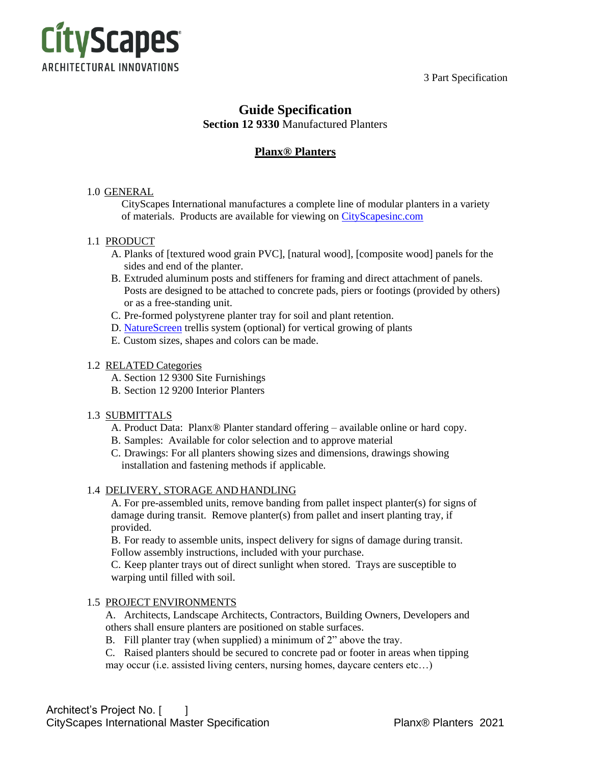CityScapes
ARCHITECTURAL INNOVATIONS

3 Part Specification

# Guide Specification

**Section 12 9330** Manufactured Planters

## Planx® Planters

1.0 GENERAL

CityScapes International manufactures a complete line of modular planters in a variety of materials. Products are available for viewing on CityScapesinc.com

1.1 PRODUCT

A. Planks of [textured wood grain PVC], [natural wood], [composite wood] panels for the sides and end of the planter.
B. Extruded aluminum posts and stiffeners for framing and direct attachment of panels. Posts are designed to be attached to concrete pads, piers or footings (provided by others) or as a free-standing unit.
C. Pre-formed polystyrene planter tray for soil and plant retention.
D. NatureScreen trellis system (optional) for vertical growing of plants
E. Custom sizes, shapes and colors can be made.

1.2 RELATED Categories

A. Section 12 9300 Site Furnishings
B. Section 12 9200 Interior Planters

1.3 SUBMITTALS

A. Product Data: Planx® Planter standard offering – available online or hard copy.
B. Samples: Available for color selection and to approve material
C. Drawings: For all planters showing sizes and dimensions, drawings showing installation and fastening methods if applicable.

1.4 DELIVERY, STORAGE AND HANDLING

A. For pre-assembled units, remove banding from pallet inspect planter(s) for signs of damage during transit. Remove planter(s) from pallet and insert planting tray, if provided.
B. For ready to assemble units, inspect delivery for signs of damage during transit. Follow assembly instructions, included with your purchase.
C. Keep planter trays out of direct sunlight when stored. Trays are susceptible to warping until filled with soil.

1.5 PROJECT ENVIRONMENTS

A. Architects, Landscape Architects, Contractors, Building Owners, Developers and others shall ensure planters are positioned on stable surfaces.
B. Fill planter tray (when supplied) a minimum of 2" above the tray.
C. Raised planters should be secured to concrete pad or footer in areas when tipping may occur (i.e. assisted living centers, nursing homes, daycare centers etc…)

Architect's Project No. [ ]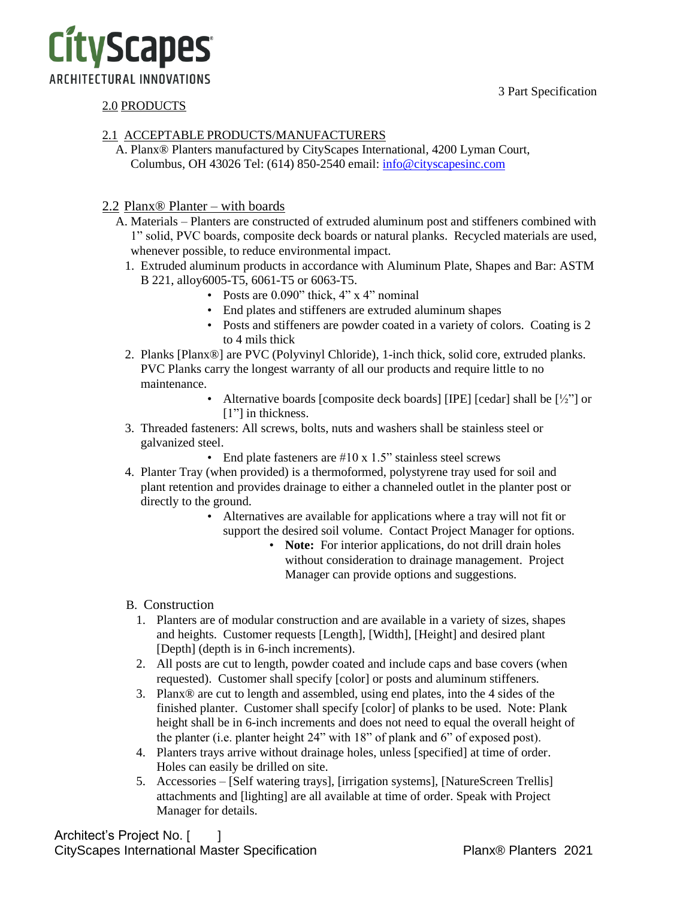3 Part Specification

## 2.0 PRODUCTS

### 2.1 ACCEPTABLE PRODUCTS/MANUFACTURERS

A. Planx® Planters manufactured by CityScapes International, 4200 Lyman Court, Columbus, OH 43026 Tel: (614) 850-2540 email: info@cityscapesinc.com

### 2.2 Planx® Planter – with boards

A. Materials – Planters are constructed of extruded aluminum post and stiffeners combined with 1" solid, PVC boards, composite deck boards or natural planks. Recycled materials are used, whenever possible, to reduce environmental impact.

1. Extruded aluminum products in accordance with Aluminum Plate, Shapes and Bar: ASTM B 221, alloy6005-T5, 6061-T5 or 6063-T5.
   - Posts are 0.090" thick, 4" x 4" nominal
   - End plates and stiffeners are extruded aluminum shapes
   - Posts and stiffeners are powder coated in a variety of colors. Coating is 2 to 4 mils thick
2. Planks [Planx®] are PVC (Polyvinyl Chloride), 1-inch thick, solid core, extruded planks. PVC Planks carry the longest warranty of all our products and require little to no maintenance.
   - Alternative boards [composite deck boards] [IPE] [cedar] shall be [½"] or [1"] in thickness.
3. Threaded fasteners: All screws, bolts, nuts and washers shall be stainless steel or galvanized steel.
   - End plate fasteners are #10 x 1.5" stainless steel screws
4. Planter Tray (when provided) is a thermoformed, polystyrene tray used for soil and plant retention and provides drainage to either a channeled outlet in the planter post or directly to the ground.
   - Alternatives are available for applications where a tray will not fit or support the desired soil volume. Contact Project Manager for options.
     - **Note:** For interior applications, do not drill drain holes without consideration to drainage management. Project Manager can provide options and suggestions.

B. Construction

1. Planters are of modular construction and are available in a variety of sizes, shapes and heights. Customer requests [Length], [Width], [Height] and desired plant [Depth] (depth is in 6-inch increments).
2. All posts are cut to length, powder coated and include caps and base covers (when requested). Customer shall specify [color] or posts and aluminum stiffeners.
3. Planx® are cut to length and assembled, using end plates, into the 4 sides of the finished planter. Customer shall specify [color] of planks to be used. Note: Plank height shall be in 6-inch increments and does not need to equal the overall height of the planter (i.e. planter height 24" with 18" of plank and 6" of exposed post).
4. Planters trays arrive without drainage holes, unless [specified] at time of order. Holes can easily be drilled on site.
5. Accessories – [Self watering trays], [irrigation systems], [NatureScreen Trellis] attachments and [lighting] are all available at time of order. Speak with Project Manager for details.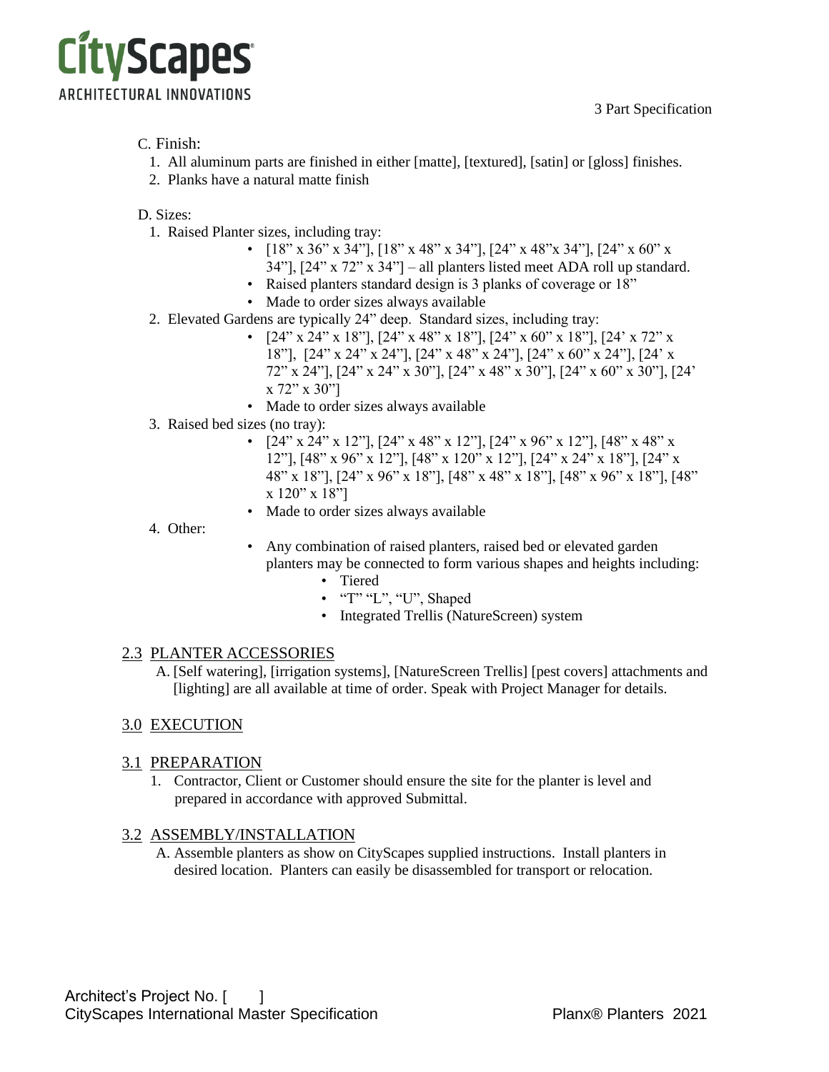C. Finish:

1. All aluminum parts are finished in either [matte], [textured], [satin] or [gloss] finishes.
2. Planks have a natural matte finish

D. Sizes:

1. Raised Planter sizes, including tray:
   - [18" x 36" x 34"], [18" x 48" x 34"], [24" x 48"x 34"], [24" x 60" x 34"], [24" x 72" x 34"] – all planters listed meet ADA roll up standard.
   - Raised planters standard design is 3 planks of coverage or 18"
   - Made to order sizes always available
2. Elevated Gardens are typically 24" deep. Standard sizes, including tray:
   - [24" x 24" x 18"], [24" x 48" x 18"], [24" x 60" x 18"], [24' x 72" x 18"], [24" x 24" x 24"], [24" x 48" x 24"], [24" x 60" x 24"], [24' x 72" x 24"], [24" x 24" x 30"], [24" x 48" x 30"], [24" x 60" x 30"], [24' x 72" x 30"]
   - Made to order sizes always available
3. Raised bed sizes (no tray):
   - [24" x 24" x 12"], [24" x 48" x 12"], [24" x 96" x 12"], [48" x 48" x 12"], [48" x 96" x 12"], [48" x 120" x 12"], [24" x 24" x 18"], [24" x 48" x 18"], [24" x 96" x 18"], [48" x 48" x 18"], [48" x 96" x 18"], [48" x 120" x 18"]
   - Made to order sizes always available
4. Other:
   - Any combination of raised planters, raised bed or elevated garden planters may be connected to form various shapes and heights including:
     - Tiered
     - "T" "L", "U", Shaped
     - Integrated Trellis (NatureScreen) system

## 2.3 PLANTER ACCESSORIES

A. [Self watering], [irrigation systems], [NatureScreen Trellis] [pest covers] attachments and [lighting] are all available at time of order. Speak with Project Manager for details.

# 3.0 EXECUTION

## 3.1 PREPARATION

1. Contractor, Client or Customer should ensure the site for the planter is level and prepared in accordance with approved Submittal.

## 3.2 ASSEMBLY/INSTALLATION

A. Assemble planters as show on CityScapes supplied instructions. Install planters in desired location. Planters can easily be disassembled for transport or relocation.